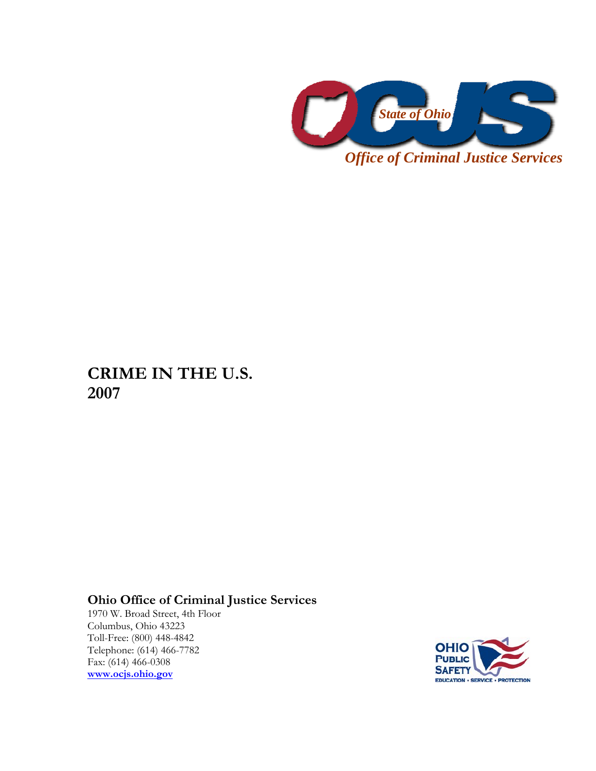State of Ohio

*Office of Criminal Justice Services*

# CRIME IN THE U.S. 2007

**Ohio Office of Criminal Justice Services**

1970 W. Broad Street, 4th Floor
Columbus, Ohio 43223
Toll-Free: (800) 448-4842
Telephone: (614) 466-7782
Fax: (614) 466-0308
[www.ocjs.ohio.gov](http://www.ocjs.ohio.gov)

OHIO PUBLIC SAFETY
EDUCATION • SERVICE • PROTECTION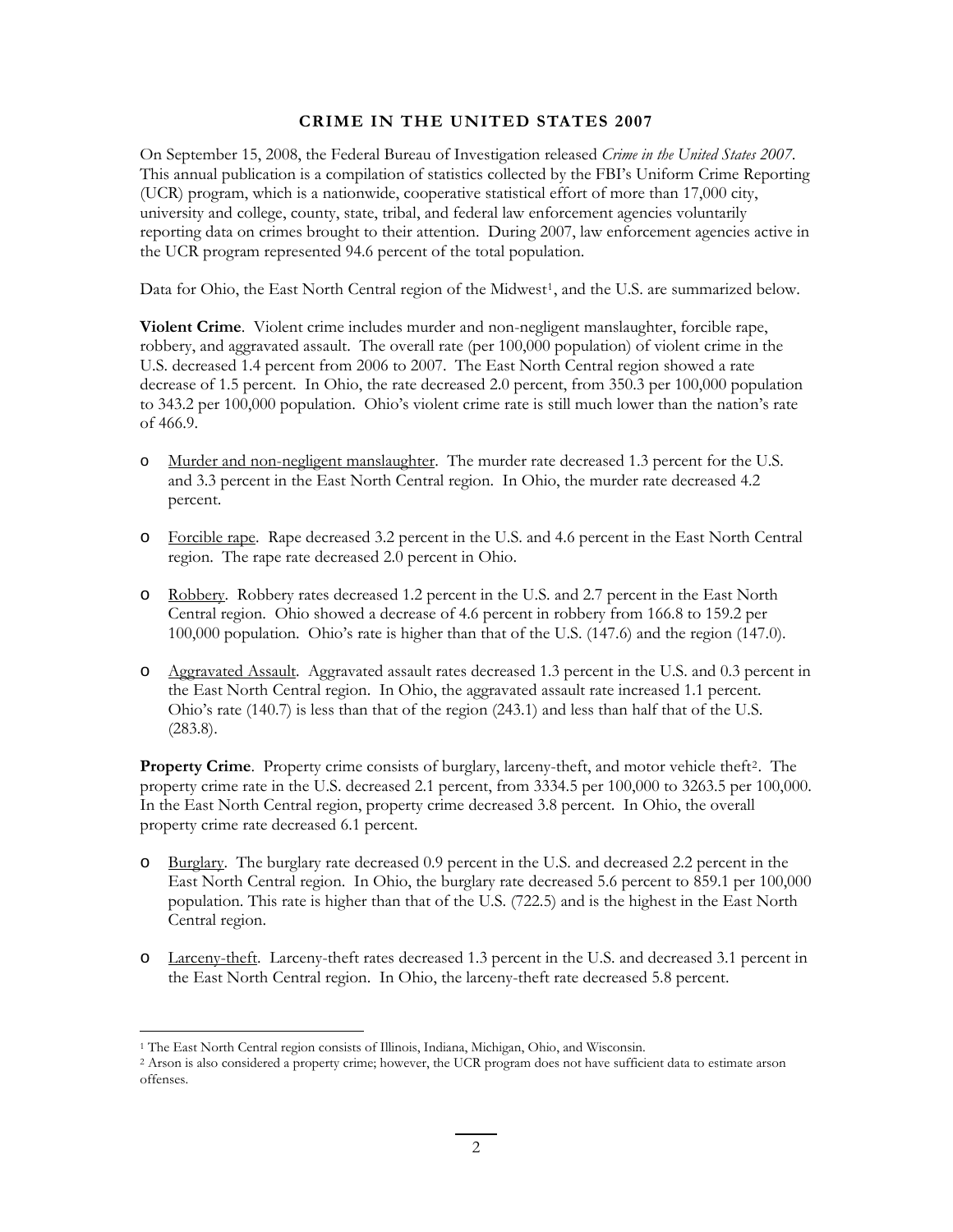# CRIME IN THE UNITED STATES 2007

On September 15, 2008, the Federal Bureau of Investigation released *Crime in the United States 2007*. This annual publication is a compilation of statistics collected by the FBI's Uniform Crime Reporting (UCR) program, which is a nationwide, cooperative statistical effort of more than 17,000 city, university and college, county, state, tribal, and federal law enforcement agencies voluntarily reporting data on crimes brought to their attention. During 2007, law enforcement agencies active in the UCR program represented 94.6 percent of the total population.

Data for Ohio, the East North Central region of the Midwest[1], and the U.S. are summarized below.

**Violent Crime**. Violent crime includes murder and non-negligent manslaughter, forcible rape, robbery, and aggravated assault. The overall rate (per 100,000 population) of violent crime in the U.S. decreased 1.4 percent from 2006 to 2007. The East North Central region showed a rate decrease of 1.5 percent. In Ohio, the rate decreased 2.0 percent, from 350.3 per 100,000 population to 343.2 per 100,000 population. Ohio's violent crime rate is still much lower than the nation's rate of 466.9.

- Murder and non-negligent manslaughter. The murder rate decreased 1.3 percent for the U.S. and 3.3 percent in the East North Central region. In Ohio, the murder rate decreased 4.2 percent.
- Forcible rape. Rape decreased 3.2 percent in the U.S. and 4.6 percent in the East North Central region. The rape rate decreased 2.0 percent in Ohio.
- Robbery. Robbery rates decreased 1.2 percent in the U.S. and 2.7 percent in the East North Central region. Ohio showed a decrease of 4.6 percent in robbery from 166.8 to 159.2 per 100,000 population. Ohio's rate is higher than that of the U.S. (147.6) and the region (147.0).
- Aggravated Assault. Aggravated assault rates decreased 1.3 percent in the U.S. and 0.3 percent in the East North Central region. In Ohio, the aggravated assault rate increased 1.1 percent. Ohio's rate (140.7) is less than that of the region (243.1) and less than half that of the U.S. (283.8).

**Property Crime**. Property crime consists of burglary, larceny-theft, and motor vehicle theft[2]. The property crime rate in the U.S. decreased 2.1 percent, from 3334.5 per 100,000 to 3263.5 per 100,000. In the East North Central region, property crime decreased 3.8 percent. In Ohio, the overall property crime rate decreased 6.1 percent.

- Burglary. The burglary rate decreased 0.9 percent in the U.S. and decreased 2.2 percent in the East North Central region. In Ohio, the burglary rate decreased 5.6 percent to 859.1 per 100,000 population. This rate is higher than that of the U.S. (722.5) and is the highest in the East North Central region.
- Larceny-theft. Larceny-theft rates decreased 1.3 percent in the U.S. and decreased 3.1 percent in the East North Central region. In Ohio, the larceny-theft rate decreased 5.8 percent.

---

[1] The East North Central region consists of Illinois, Indiana, Michigan, Ohio, and Wisconsin.

[2] Arson is also considered a property crime; however, the UCR program does not have sufficient data to estimate arson offenses.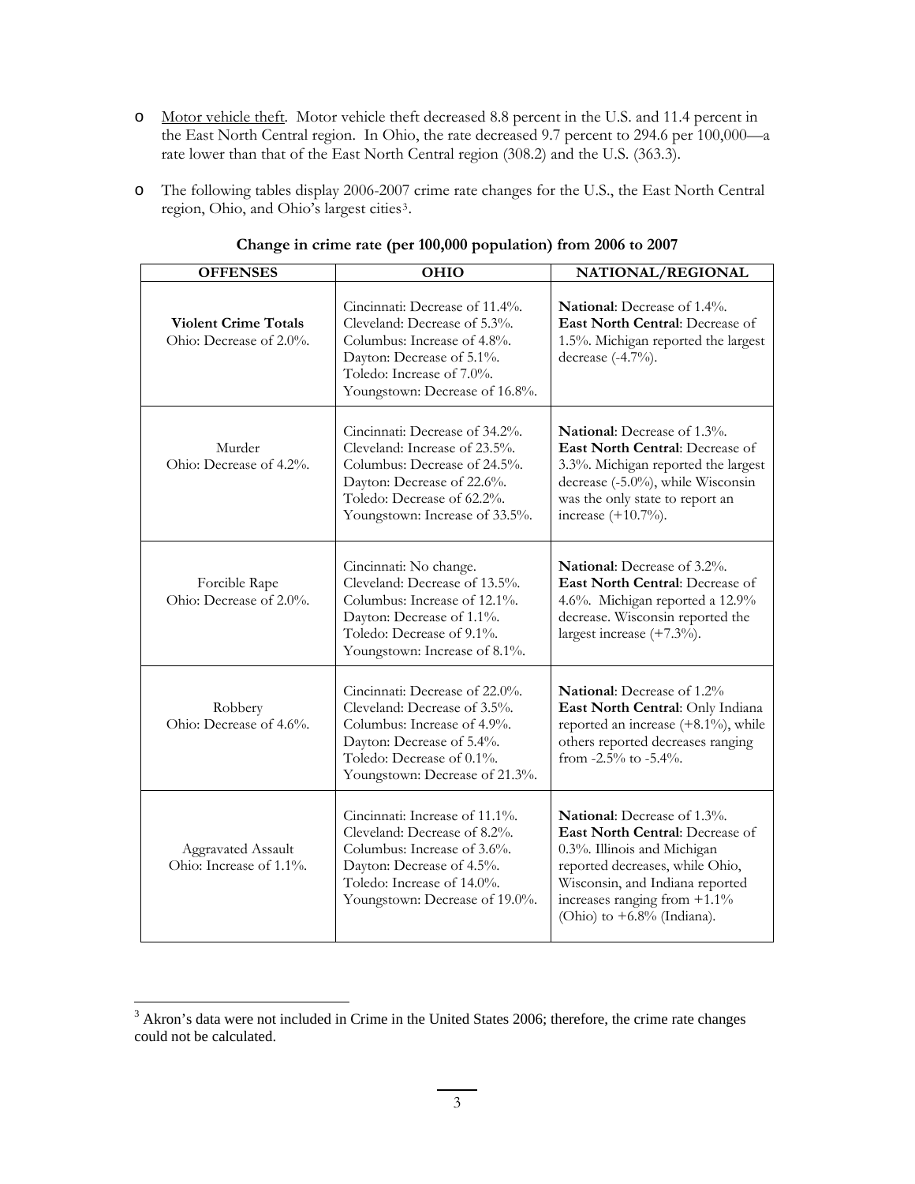- Motor vehicle theft. Motor vehicle theft decreased 8.8 percent in the U.S. and 11.4 percent in the East North Central region. In Ohio, the rate decreased 9.7 percent to 294.6 per 100,000—a rate lower than that of the East North Central region (308.2) and the U.S. (363.3).

- The following tables display 2006-2007 crime rate changes for the U.S., the East North Central region, Ohio, and Ohio's largest cities[3].

**Change in crime rate (per 100,000 population) from 2006 to 2007**

| OFFENSES | OHIO | NATIONAL/REGIONAL |
|---|---|---|
| **Violent Crime Totals**<br>Ohio: Decrease of 2.0%. | Cincinnati: Decrease of 11.4%.<br>Cleveland: Decrease of 5.3%.<br>Columbus: Increase of 4.8%.<br>Dayton: Decrease of 5.1%.<br>Toledo: Increase of 7.0%.<br>Youngstown: Decrease of 16.8%. | **National**: Decrease of 1.4%.<br>**East North Central**: Decrease of 1.5%. Michigan reported the largest decrease (-4.7%). |
| Murder<br>Ohio: Decrease of 4.2%. | Cincinnati: Decrease of 34.2%.<br>Cleveland: Increase of 23.5%.<br>Columbus: Decrease of 24.5%.<br>Dayton: Decrease of 22.6%.<br>Toledo: Decrease of 62.2%.<br>Youngstown: Increase of 33.5%. | **National**: Decrease of 1.3%.<br>**East North Central**: Decrease of 3.3%. Michigan reported the largest decrease (-5.0%), while Wisconsin was the only state to report an increase (+10.7%). |
| Forcible Rape<br>Ohio: Decrease of 2.0%. | Cincinnati: No change.<br>Cleveland: Decrease of 13.5%.<br>Columbus: Increase of 12.1%.<br>Dayton: Decrease of 1.1%.<br>Toledo: Decrease of 9.1%.<br>Youngstown: Increase of 8.1%. | **National**: Decrease of 3.2%.<br>**East North Central**: Decrease of 4.6%. Michigan reported a 12.9% decrease. Wisconsin reported the largest increase (+7.3%). |
| Robbery<br>Ohio: Decrease of 4.6%. | Cincinnati: Decrease of 22.0%.<br>Cleveland: Decrease of 3.5%.<br>Columbus: Increase of 4.9%.<br>Dayton: Decrease of 5.4%.<br>Toledo: Decrease of 0.1%.<br>Youngstown: Decrease of 21.3%. | **National**: Decrease of 1.2%<br>**East North Central**: Only Indiana reported an increase (+8.1%), while others reported decreases ranging from -2.5% to -5.4%. |
| Aggravated Assault<br>Ohio: Increase of 1.1%. | Cincinnati: Increase of 11.1%.<br>Cleveland: Decrease of 8.2%.<br>Columbus: Increase of 3.6%.<br>Dayton: Decrease of 4.5%.<br>Toledo: Increase of 14.0%.<br>Youngstown: Decrease of 19.0%. | **National**: Decrease of 1.3%.<br>**East North Central**: Decrease of 0.3%. Illinois and Michigan reported decreases, while Ohio, Wisconsin, and Indiana reported increases ranging from +1.1% (Ohio) to +6.8% (Indiana). |

[3] Akron's data were not included in Crime in the United States 2006; therefore, the crime rate changes could not be calculated.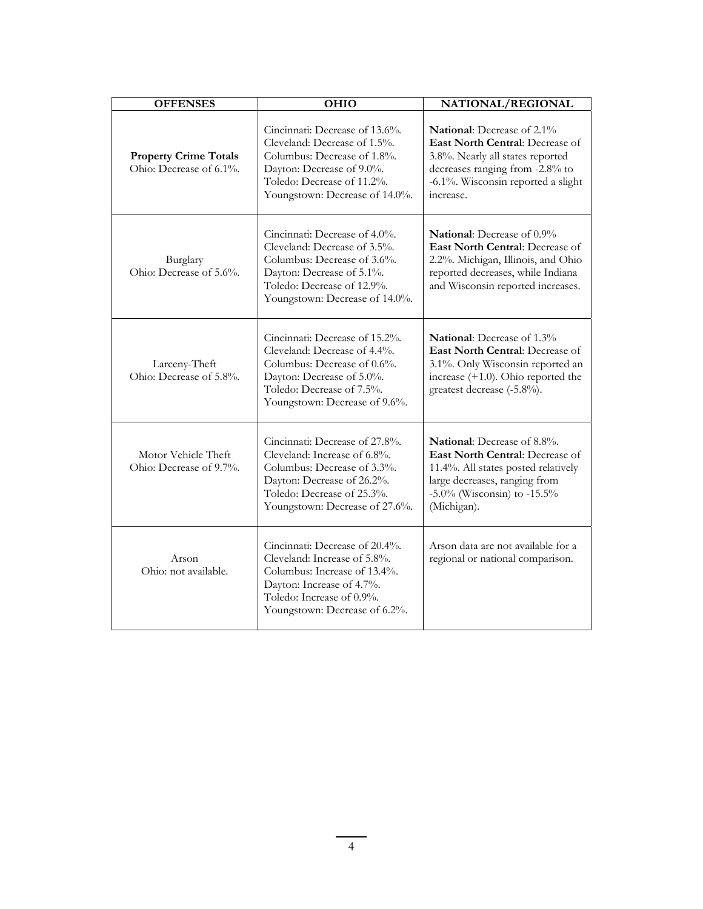| OFFENSES | OHIO | NATIONAL/REGIONAL |
|---|---|---|
| **Property Crime Totals**<br>Ohio: Decrease of 6.1%. | Cincinnati: Decrease of 13.6%.<br>Cleveland: Decrease of 1.5%.<br>Columbus: Decrease of 1.8%.<br>Dayton: Decrease of 9.0%.<br>Toledo: Decrease of 11.2%.<br>Youngstown: Decrease of 14.0%. | **National**: Decrease of 2.1%<br>**East North Central**: Decrease of 3.8%. Nearly all states reported decreases ranging from -2.8% to -6.1%. Wisconsin reported a slight increase. |
| Burglary<br>Ohio: Decrease of 5.6%. | Cincinnati: Decrease of 4.0%.<br>Cleveland: Decrease of 3.5%.<br>Columbus: Decrease of 3.6%.<br>Dayton: Decrease of 5.1%.<br>Toledo: Decrease of 12.9%.<br>Youngstown: Decrease of 14.0%. | **National**: Decrease of 0.9%<br>**East North Central**: Decrease of 2.2%. Michigan, Illinois, and Ohio reported decreases, while Indiana and Wisconsin reported increases. |
| Larceny-Theft<br>Ohio: Decrease of 5.8%. | Cincinnati: Decrease of 15.2%.<br>Cleveland: Decrease of 4.4%.<br>Columbus: Decrease of 0.6%.<br>Dayton: Decrease of 5.0%.<br>Toledo: Decrease of 7.5%.<br>Youngstown: Decrease of 9.6%. | **National**: Decrease of 1.3%<br>**East North Central**: Decrease of 3.1%. Only Wisconsin reported an increase (+1.0). Ohio reported the greatest decrease (-5.8%). |
| Motor Vehicle Theft<br>Ohio: Decrease of 9.7%. | Cincinnati: Decrease of 27.8%.<br>Cleveland: Increase of 6.8%.<br>Columbus: Decrease of 3.3%.<br>Dayton: Decrease of 26.2%.<br>Toledo: Decrease of 25.3%.<br>Youngstown: Decrease of 27.6%. | **National**: Decrease of 8.8%.<br>**East North Central**: Decrease of 11.4%. All states posted relatively large decreases, ranging from -5.0% (Wisconsin) to -15.5% (Michigan). |
| Arson<br>Ohio: not available. | Cincinnati: Decrease of 20.4%.<br>Cleveland: Increase of 5.8%.<br>Columbus: Increase of 13.4%.<br>Dayton: Increase of 4.7%.<br>Toledo: Increase of 0.9%.<br>Youngstown: Decrease of 6.2%. | Arson data are not available for a regional or national comparison. |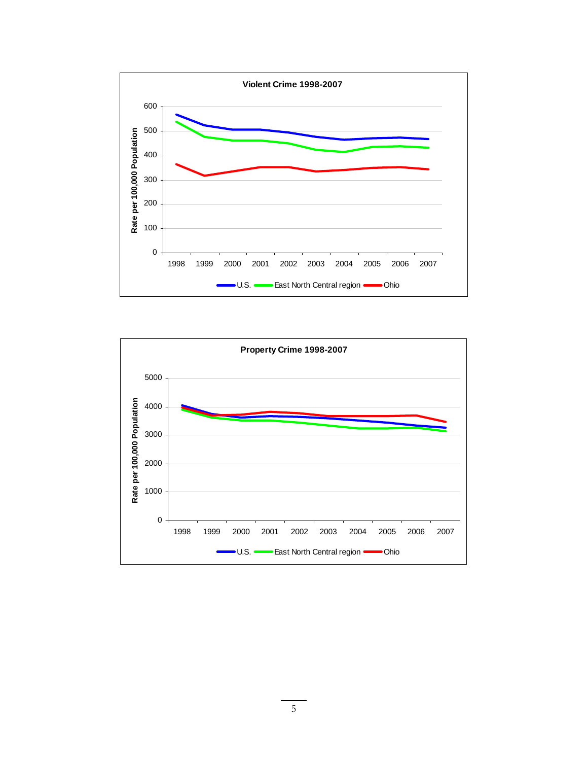Violent Crime 1998-2007

Rate per 100,000 Population

600
500
400
300
200
100
0

1998 1999 2000 2001 2002 2003 2004 2005 2006 2007

U.S. East North Central region Ohio

Property Crime 1998-2007

Rate per 100,000 Population

5000
4000
3000
2000
1000
0

1998 1999 2000 2001 2002 2003 2004 2005 2006 2007

U.S. East North Central region Ohio